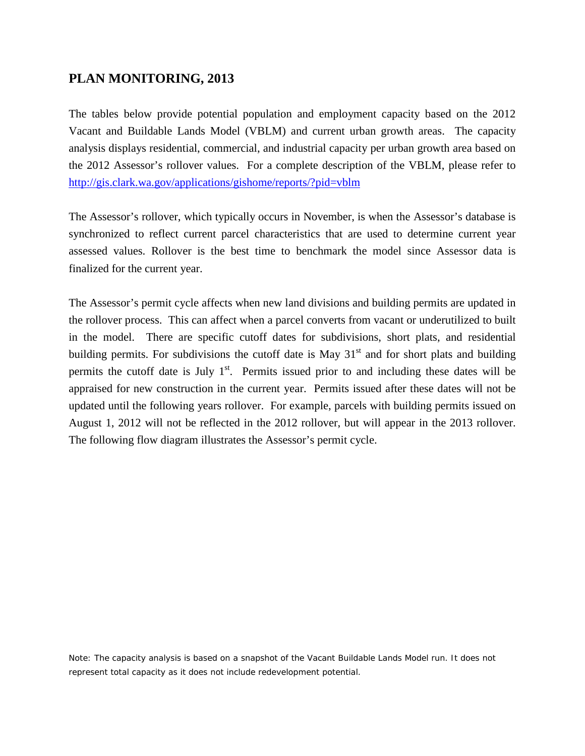## PLAN MONITORING, 2013

The tables below provide potential population and employment capacity based on the 2012 Vacant and Buildable Lands Model (VBLM) and current urban growth areas. The capacity analysis displays residential, commercial, and industrial capacity per urban growth area based on the 2012 Assessor's rollover values. For a complete description of the VBLM, please refer to [http://gis.clark.wa.gov/applications/gishome/reports/?pid=vblm](http://gis.clark.wa.gov/applications/gishome/reports/?pid=vblm)

The Assessor's rollover, which typically occurs in November, is when the Assessor's database is synchronized to reflect current parcel characteristics that are used to determine current year assessed values. Rollover is the best time to benchmark the model since Assessor data is finalized for the current year.

The Assessor's permit cycle affects when new land divisions and building permits are updated in the rollover process. This can affect when a parcel converts from vacant or underutilized to built in the model. There are specific cutoff dates for subdivisions, short plats, and residential building permits. For subdivisions the cutoff date is May 31st and for short plats and building permits the cutoff date is July 1st. Permits issued prior to and including these dates will be appraised for new construction in the current year. Permits issued after these dates will not be updated until the following years rollover. For example, parcels with building permits issued on August 1, 2012 will not be reflected in the 2012 rollover, but will appear in the 2013 rollover. The following flow diagram illustrates the Assessor's permit cycle.

Note: The capacity analysis is based on a snapshot of the Vacant Buildable Lands Model run. It does not represent total capacity as it does not include redevelopment potential.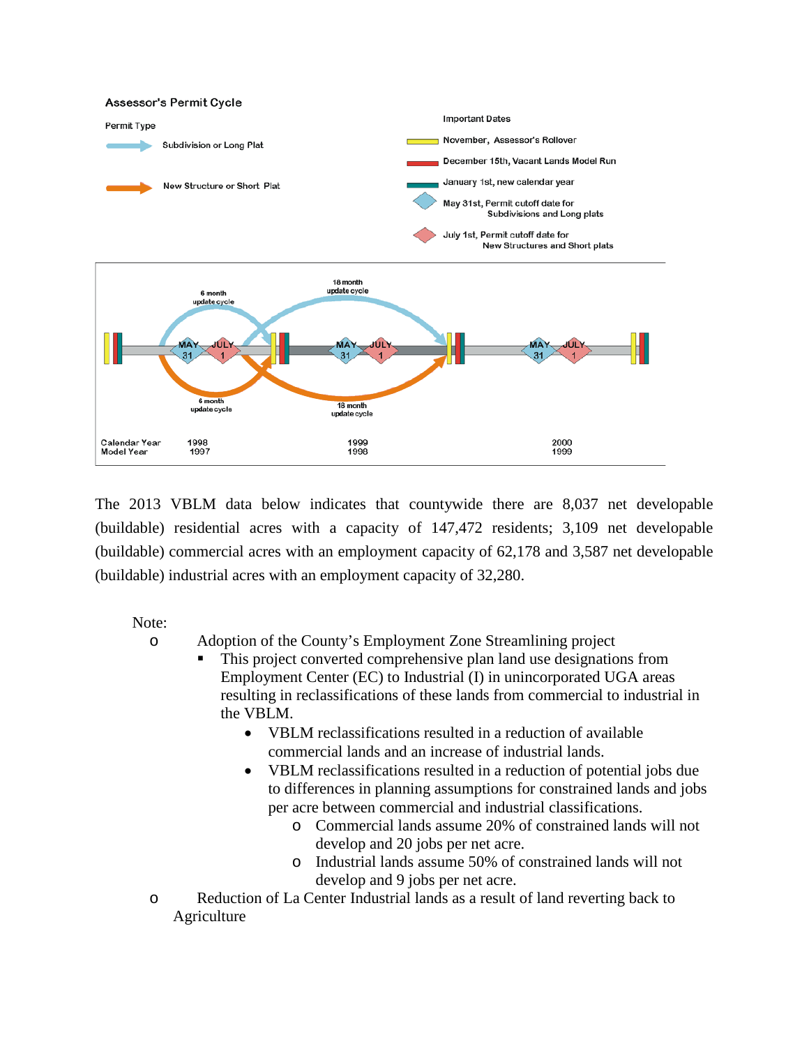Assessor's Permit Cycle

Permit Type

Subdivision or Long Plat

New Structure or Short Plat

Important Dates

November, Assessor's Rollover

December 15th, Vacant Lands Model Run

January 1st, new calendar year

May 31st, Permit cutoff date for Subdivisions and Long plats

July 1st, Permit cutoff date for New Structures and Short plats

6 month update cycle

18 month update cycle

MAY 31

JULY 1

6 month update cycle

18 month update cycle

| Calendar Year | 1998 | 1999 | 2000 |
|---|---|---|---|
| Model Year | 1997 | 1998 | 1999 |

The 2013 VBLM data below indicates that countywide there are 8,037 net developable (buildable) residential acres with a capacity of 147,472 residents; 3,109 net developable (buildable) commercial acres with an employment capacity of 62,178 and 3,587 net developable (buildable) industrial acres with an employment capacity of 32,280.

Note:

- Adoption of the County's Employment Zone Streamlining project
  - This project converted comprehensive plan land use designations from Employment Center (EC) to Industrial (I) in unincorporated UGA areas resulting in reclassifications of these lands from commercial to industrial in the VBLM.
    - VBLM reclassifications resulted in a reduction of available commercial lands and an increase of industrial lands.
    - VBLM reclassifications resulted in a reduction of potential jobs due to differences in planning assumptions for constrained lands and jobs per acre between commercial and industrial classifications.
      - Commercial lands assume 20% of constrained lands will not develop and 20 jobs per net acre.
      - Industrial lands assume 50% of constrained lands will not develop and 9 jobs per net acre.
- Reduction of La Center Industrial lands as a result of land reverting back to Agriculture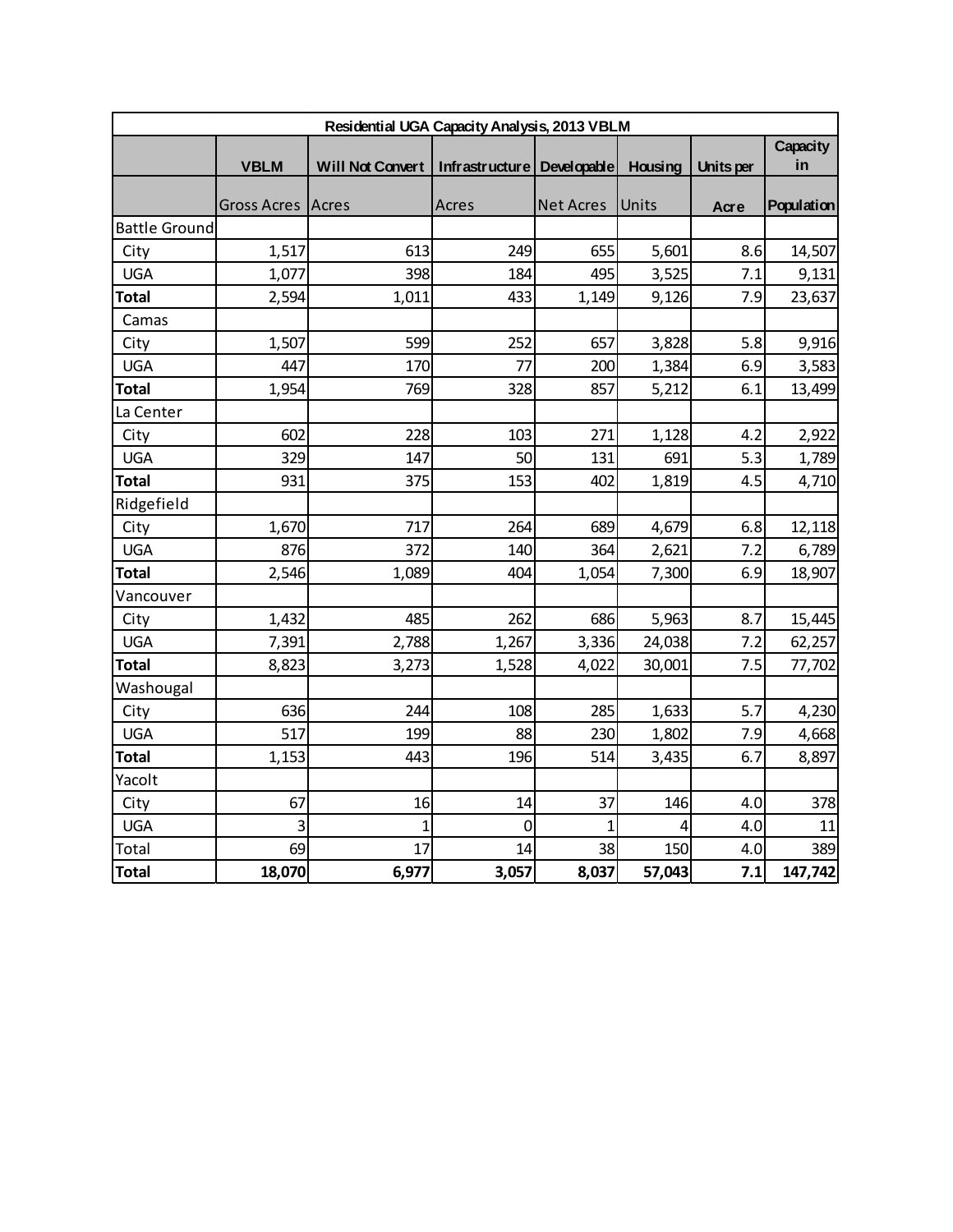| Residential UGA Capacity Analysis, 2013 VBLM | | | | | | | |
|---|---|---|---|---|---|---|---|
| | VBLM | Will Not Convert | Infrastructure | Developable | Housing | Units per | Capacity in |
| | Gross Acres | Acres | Acres | Net Acres | Units | Acre | Population |
| Battle Ground | | | | | | | |
| City | 1,517 | 613 | 249 | 655 | 5,601 | 8.6 | 14,507 |
| UGA | 1,077 | 398 | 184 | 495 | 3,525 | 7.1 | 9,131 |
| **Total** | 2,594 | 1,011 | 433 | 1,149 | 9,126 | 7.9 | 23,637 |
| Camas | | | | | | | |
| City | 1,507 | 599 | 252 | 657 | 3,828 | 5.8 | 9,916 |
| UGA | 447 | 170 | 77 | 200 | 1,384 | 6.9 | 3,583 |
| **Total** | 1,954 | 769 | 328 | 857 | 5,212 | 6.1 | 13,499 |
| La Center | | | | | | | |
| City | 602 | 228 | 103 | 271 | 1,128 | 4.2 | 2,922 |
| UGA | 329 | 147 | 50 | 131 | 691 | 5.3 | 1,789 |
| **Total** | 931 | 375 | 153 | 402 | 1,819 | 4.5 | 4,710 |
| Ridgefield | | | | | | | |
| City | 1,670 | 717 | 264 | 689 | 4,679 | 6.8 | 12,118 |
| UGA | 876 | 372 | 140 | 364 | 2,621 | 7.2 | 6,789 |
| **Total** | 2,546 | 1,089 | 404 | 1,054 | 7,300 | 6.9 | 18,907 |
| Vancouver | | | | | | | |
| City | 1,432 | 485 | 262 | 686 | 5,963 | 8.7 | 15,445 |
| UGA | 7,391 | 2,788 | 1,267 | 3,336 | 24,038 | 7.2 | 62,257 |
| **Total** | 8,823 | 3,273 | 1,528 | 4,022 | 30,001 | 7.5 | 77,702 |
| Washougal | | | | | | | |
| City | 636 | 244 | 108 | 285 | 1,633 | 5.7 | 4,230 |
| UGA | 517 | 199 | 88 | 230 | 1,802 | 7.9 | 4,668 |
| **Total** | 1,153 | 443 | 196 | 514 | 3,435 | 6.7 | 8,897 |
| Yacolt | | | | | | | |
| City | 67 | 16 | 14 | 37 | 146 | 4.0 | 378 |
| UGA | 3 | 1 | 0 | 1 | 4 | 4.0 | 11 |
| Total | 69 | 17 | 14 | 38 | 150 | 4.0 | 389 |
| **Total** | **18,070** | **6,977** | **3,057** | **8,037** | **57,043** | **7.1** | **147,742** |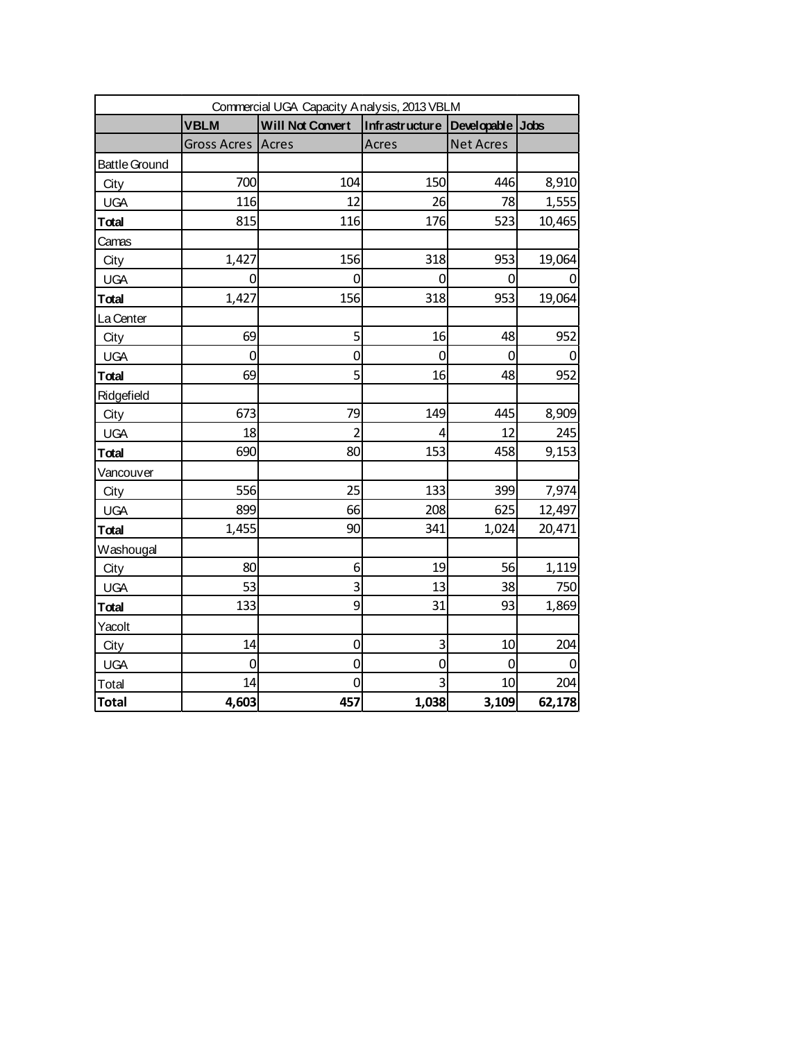| Commercial UGA Capacity Analysis, 2013 VBLM | | | | | |
|---|---|---|---|---|---|
| | **VBLM** | **Will Not Convert** | **Infrastructure** | **Developable** | **Jobs** |
| | Gross Acres | Acres | Acres | Net Acres | |
| Battle Ground | | | | | |
| City | 700 | 104 | 150 | 446 | 8,910 |
| UGA | 116 | 12 | 26 | 78 | 1,555 |
| **Total** | 815 | 116 | 176 | 523 | 10,465 |
| Camas | | | | | |
| City | 1,427 | 156 | 318 | 953 | 19,064 |
| UGA | 0 | 0 | 0 | 0 | 0 |
| **Total** | 1,427 | 156 | 318 | 953 | 19,064 |
| La Center | | | | | |
| City | 69 | 5 | 16 | 48 | 952 |
| UGA | 0 | 0 | 0 | 0 | 0 |
| **Total** | 69 | 5 | 16 | 48 | 952 |
| Ridgefield | | | | | |
| City | 673 | 79 | 149 | 445 | 8,909 |
| UGA | 18 | 2 | 4 | 12 | 245 |
| **Total** | 690 | 80 | 153 | 458 | 9,153 |
| Vancouver | | | | | |
| City | 556 | 25 | 133 | 399 | 7,974 |
| UGA | 899 | 66 | 208 | 625 | 12,497 |
| **Total** | 1,455 | 90 | 341 | 1,024 | 20,471 |
| Washougal | | | | | |
| City | 80 | 6 | 19 | 56 | 1,119 |
| UGA | 53 | 3 | 13 | 38 | 750 |
| **Total** | 133 | 9 | 31 | 93 | 1,869 |
| Yacolt | | | | | |
| City | 14 | 0 | 3 | 10 | 204 |
| UGA | 0 | 0 | 0 | 0 | 0 |
| Total | 14 | 0 | 3 | 10 | 204 |
| **Total** | **4,603** | **457** | **1,038** | **3,109** | **62,178** |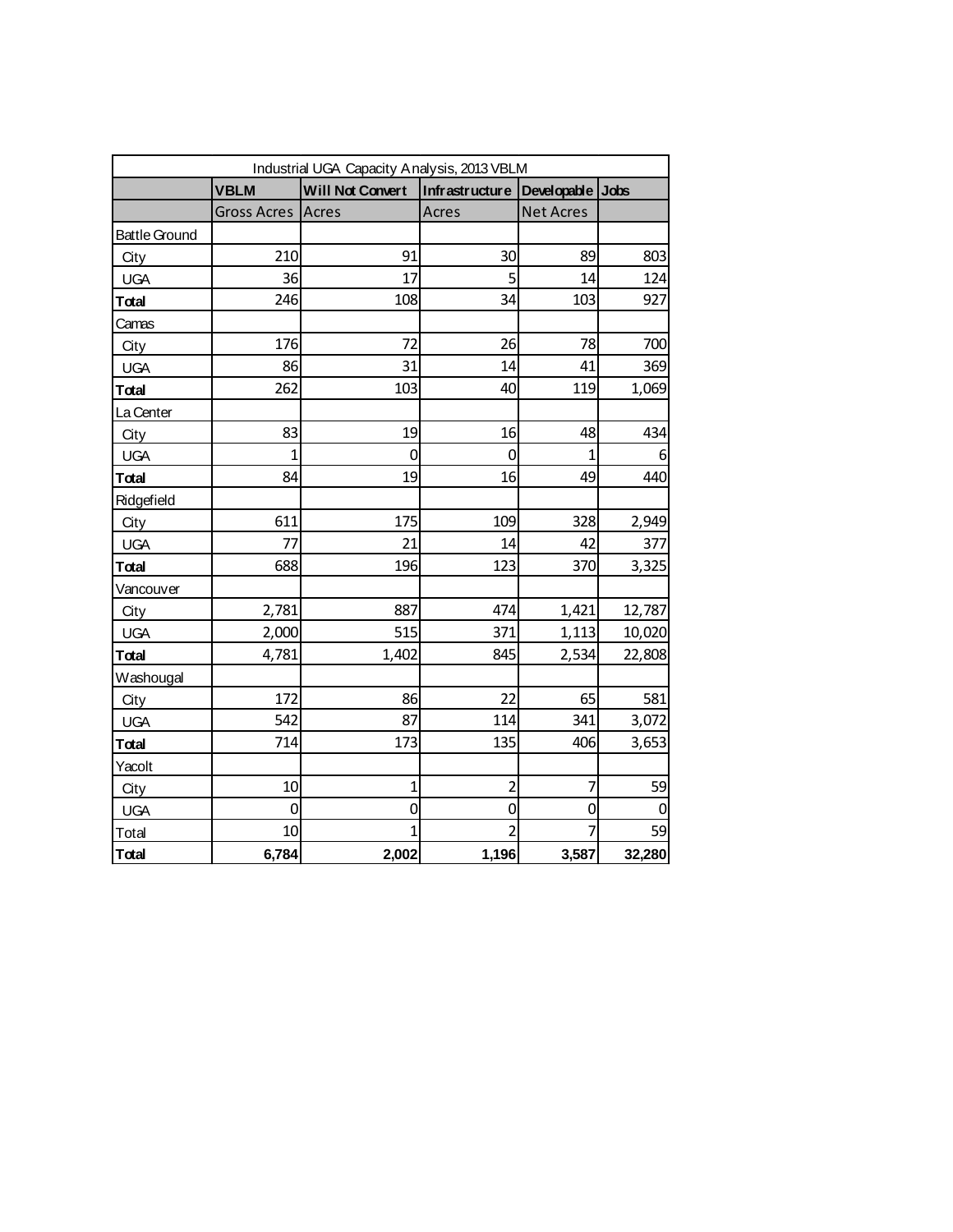| Industrial UGA Capacity Analysis, 2013 VBLM | | | | | |
|---|---|---|---|---|---|
| | **VBLM** | **Will Not Convert** | **Infrastructure** | **Developable** | **Jobs** |
| | Gross Acres | Acres | Acres | Net Acres | |
| Battle Ground | | | | | |
| City | 210 | 91 | 30 | 89 | 803 |
| UGA | 36 | 17 | 5 | 14 | 124 |
| **Total** | 246 | 108 | 34 | 103 | 927 |
| Camas | | | | | |
| City | 176 | 72 | 26 | 78 | 700 |
| UGA | 86 | 31 | 14 | 41 | 369 |
| **Total** | 262 | 103 | 40 | 119 | 1,069 |
| La Center | | | | | |
| City | 83 | 19 | 16 | 48 | 434 |
| UGA | 1 | 0 | 0 | 1 | 6 |
| **Total** | 84 | 19 | 16 | 49 | 440 |
| Ridgefield | | | | | |
| City | 611 | 175 | 109 | 328 | 2,949 |
| UGA | 77 | 21 | 14 | 42 | 377 |
| **Total** | 688 | 196 | 123 | 370 | 3,325 |
| Vancouver | | | | | |
| City | 2,781 | 887 | 474 | 1,421 | 12,787 |
| UGA | 2,000 | 515 | 371 | 1,113 | 10,020 |
| **Total** | 4,781 | 1,402 | 845 | 2,534 | 22,808 |
| Washougal | | | | | |
| City | 172 | 86 | 22 | 65 | 581 |
| UGA | 542 | 87 | 114 | 341 | 3,072 |
| **Total** | 714 | 173 | 135 | 406 | 3,653 |
| Yacolt | | | | | |
| City | 10 | 1 | 2 | 7 | 59 |
| UGA | 0 | 0 | 0 | 0 | 0 |
| Total | 10 | 1 | 2 | 7 | 59 |
| **Total** | **6,784** | **2,002** | **1,196** | **3,587** | **32,280** |